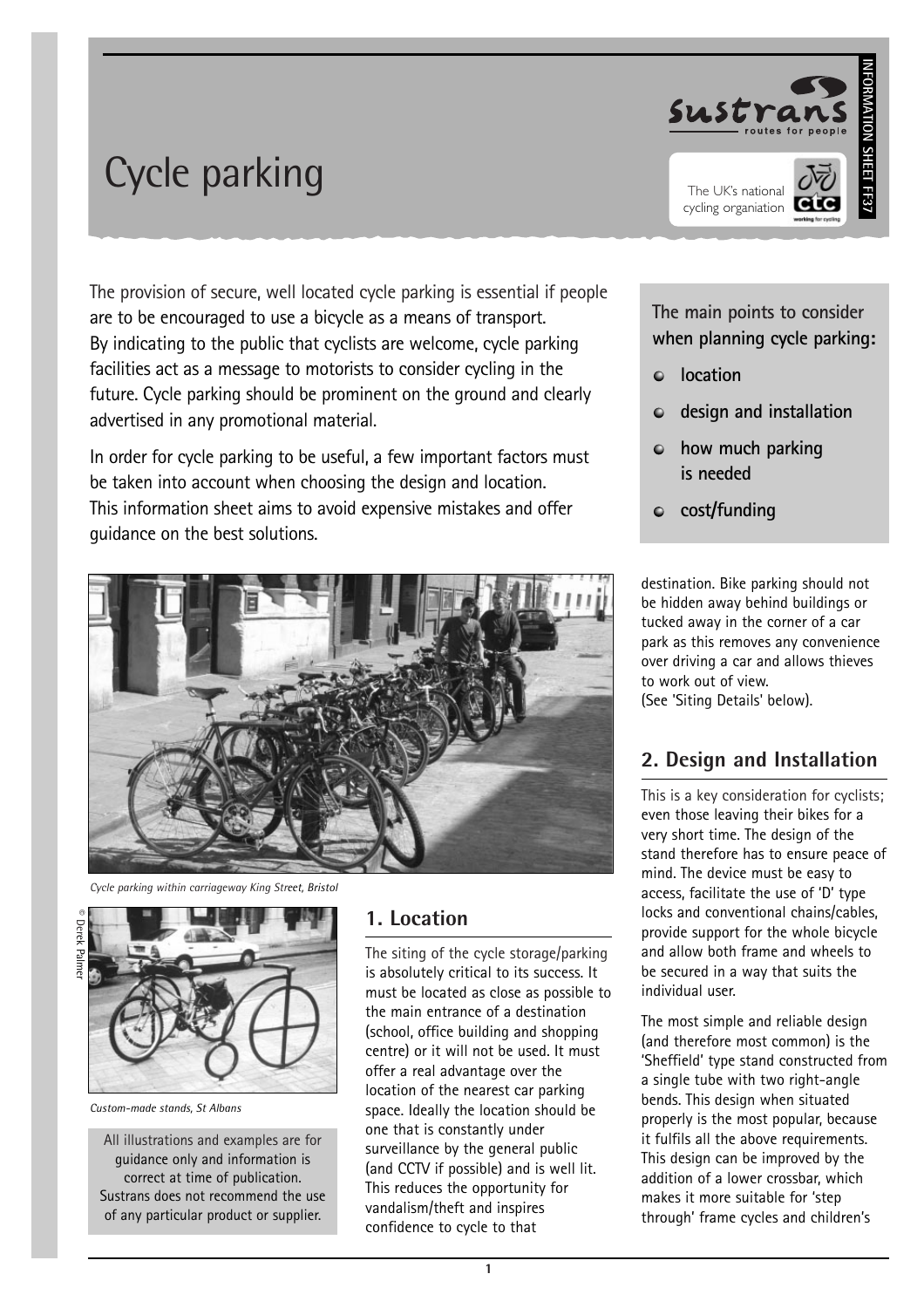# Cycle parking

The UK's national cycling organiation

INFORMATION SHEET FF37

The provision of secure, well located cycle parking is essential if people are to be encouraged to use a bicycle as a means of transport. By indicating to the public that cyclists are welcome, cycle parking facilities act as a message to motorists to consider cycling in the future. Cycle parking should be prominent on the ground and clearly advertised in any promotional material.

In order for cycle parking to be useful, a few important factors must be taken into account when choosing the design and location. This information sheet aims to avoid expensive mistakes and offer guidance on the best solutions.

**The main points to consider when planning cycle parking:**

- **location**
- **design and installation**
- **how much parking is needed**
- **cost/funding**

*Cycle parking within carriageway King Street, Bristol*

© Derek Palmer

*Custom-made stands, St Albans*

All illustrations and examples are for guidance only and information is correct at time of publication. Sustrans does not recommend the use of any particular product or supplier.

## 1. Location

The siting of the cycle storage/parking is absolutely critical to its success. It must be located as close as possible to the main entrance of a destination (school, office building and shopping centre) or it will not be used. It must offer a real advantage over the location of the nearest car parking space. Ideally the location should be one that is constantly under surveillance by the general public (and CCTV if possible) and is well lit. This reduces the opportunity for vandalism/theft and inspires confidence to cycle to that destination. Bike parking should not be hidden away behind buildings or tucked away in the corner of a car park as this removes any convenience over driving a car and allows thieves to work out of view. (See 'Siting Details' below).

## 2. Design and Installation

This is a key consideration for cyclists; even those leaving their bikes for a very short time. The design of the stand therefore has to ensure peace of mind. The device must be easy to access, facilitate the use of 'D' type locks and conventional chains/cables, provide support for the whole bicycle and allow both frame and wheels to be secured in a way that suits the individual user.

The most simple and reliable design (and therefore most common) is the 'Sheffield' type stand constructed from a single tube with two right-angle bends. This design when situated properly is the most popular, because it fulfils all the above requirements. This design can be improved by the addition of a lower crossbar, which makes it more suitable for 'step through' frame cycles and children's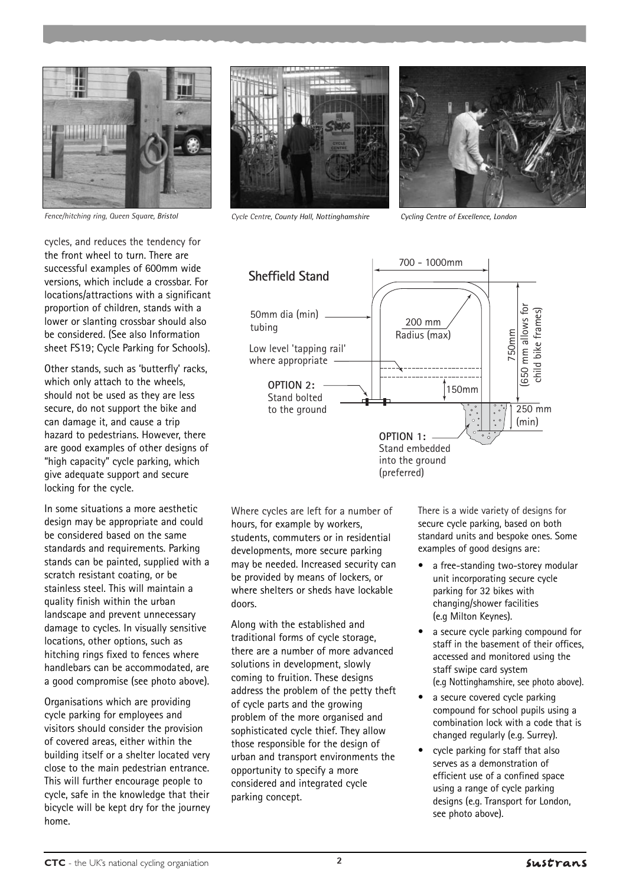*Fence/hitching ring, Queen Square, Bristol*

*Cycle Centre, County Hall, Nottinghamshire*

*Cycling Centre of Excellence, London*

cycles, and reduces the tendency for the front wheel to turn. There are successful examples of 600mm wide versions, which include a crossbar. For locations/attractions with a significant proportion of children, stands with a lower or slanting crossbar should also be considered. (See also Information sheet FS19; Cycle Parking for Schools).

Other stands, such as 'butterfly' racks, which only attach to the wheels, should not be used as they are less secure, do not support the bike and can damage it, and cause a trip hazard to pedestrians. However, there are good examples of other designs of "high capacity" cycle parking, which give adequate support and secure locking for the cycle.

In some situations a more aesthetic design may be appropriate and could be considered based on the same standards and requirements. Parking stands can be painted, supplied with a scratch resistant coating, or be stainless steel. This will maintain a quality finish within the urban landscape and prevent unnecessary damage to cycles. In visually sensitive locations, other options, such as hitching rings fixed to fences where handlebars can be accommodated, are a good compromise (see photo above).

Organisations which are providing cycle parking for employees and visitors should consider the provision of covered areas, either within the building itself or a shelter located very close to the main pedestrian entrance. This will further encourage people to cycle, safe in the knowledge that their bicycle will be kept dry for the journey home.

**Sheffield Stand**

- 700 - 1000mm
- 50mm dia (min) tubing
- 200 mm Radius (max)
- Low level 'tapping rail' where appropriate
- 750mm (650 mm allows for child bike frames)
- 150mm
- 250 mm (min)
- **OPTION 2:** Stand bolted to the ground
- **OPTION 1:** Stand embedded into the ground (preferred)

Where cycles are left for a number of hours, for example by workers, students, commuters or in residential developments, more secure parking may be needed. Increased security can be provided by means of lockers, or where shelters or sheds have lockable doors.

Along with the established and traditional forms of cycle storage, there are a number of more advanced solutions in development, slowly coming to fruition. These designs address the problem of the petty theft of cycle parts and the growing problem of the more organised and sophisticated cycle thief. They allow those responsible for the design of urban and transport environments the opportunity to specify a more considered and integrated cycle parking concept.

There is a wide variety of designs for secure cycle parking, based on both standard units and bespoke ones. Some examples of good designs are:

- a free-standing two-storey modular unit incorporating secure cycle parking for 32 bikes with changing/shower facilities (e.g Milton Keynes).
- a secure cycle parking compound for staff in the basement of their offices, accessed and monitored using the staff swipe card system (e.g Nottinghamshire, see photo above).
- a secure covered cycle parking compound for school pupils using a combination lock with a code that is changed regularly (e.g. Surrey).
- cycle parking for staff that also serves as a demonstration of efficient use of a confined space using a range of cycle parking designs (e.g. Transport for London, see photo above).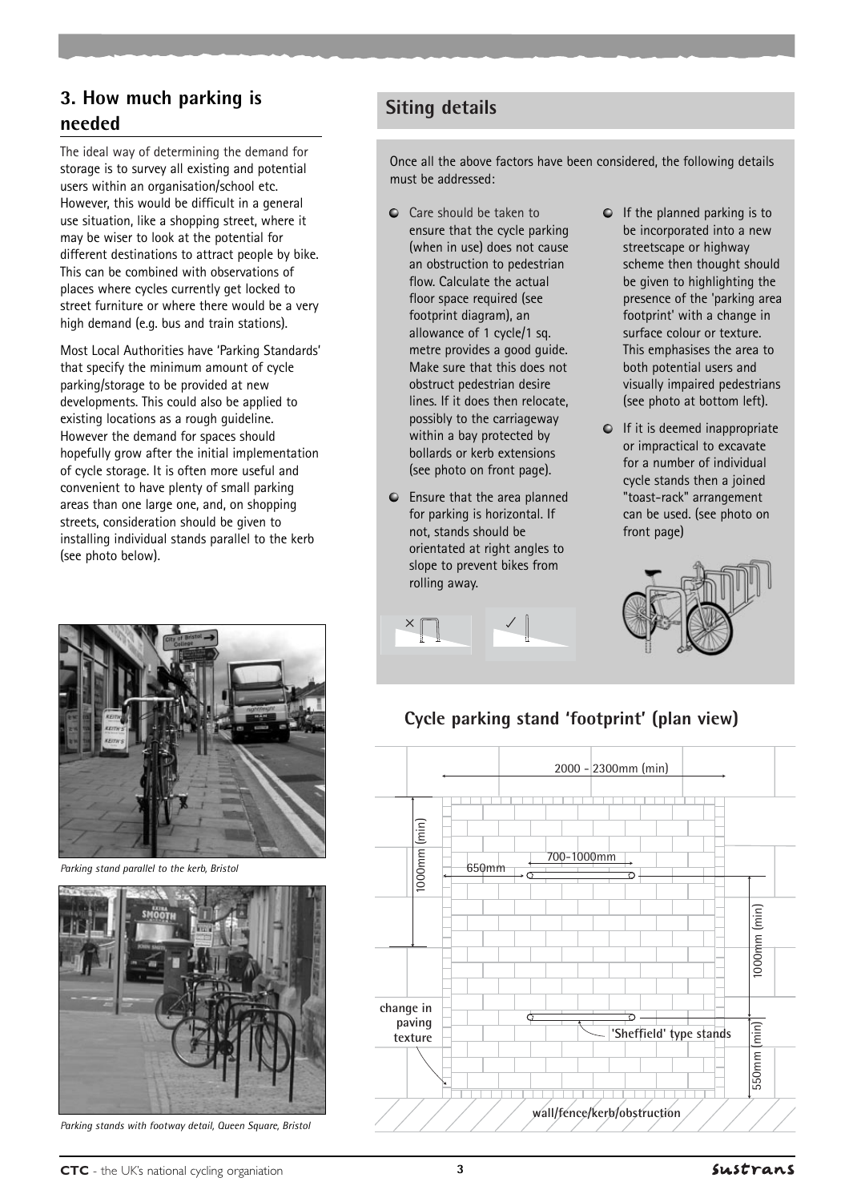## 3. How much parking is needed

The ideal way of determining the demand for storage is to survey all existing and potential users within an organisation/school etc. However, this would be difficult in a general use situation, like a shopping street, where it may be wiser to look at the potential for different destinations to attract people by bike. This can be combined with observations of places where cycles currently get locked to street furniture or where there would be a very high demand (e.g. bus and train stations).

Most Local Authorities have 'Parking Standards' that specify the minimum amount of cycle parking/storage to be provided at new developments. This could also be applied to existing locations as a rough guideline. However the demand for spaces should hopefully grow after the initial implementation of cycle storage. It is often more useful and convenient to have plenty of small parking areas than one large one, and, on shopping streets, consideration should be given to installing individual stands parallel to the kerb (see photo below).

*Parking stand parallel to the kerb, Bristol*

*Parking stands with footway detail, Queen Square, Bristol*

## Siting details

Once all the above factors have been considered, the following details must be addressed:

- Care should be taken to ensure that the cycle parking (when in use) does not cause an obstruction to pedestrian flow. Calculate the actual floor space required (see footprint diagram), an allowance of 1 cycle/1 sq. metre provides a good guide. Make sure that this does not obstruct pedestrian desire lines. If it does then relocate, possibly to the carriageway within a bay protected by bollards or kerb extensions (see photo on front page).
- Ensure that the area planned for parking is horizontal. If not, stands should be orientated at right angles to slope to prevent bikes from rolling away.
- If the planned parking is to be incorporated into a new streetscape or highway scheme then thought should be given to highlighting the presence of the 'parking area footprint' with a change in surface colour or texture. This emphasises the area to both potential users and visually impaired pedestrians (see photo at bottom left).
- If it is deemed inappropriate or impractical to excavate for a number of individual cycle stands then a joined "toast-rack" arrangement can be used. (see photo on front page)

## Cycle parking stand 'footprint' (plan view)

2000 - 2300mm (min)

1000mm (min)

650mm

700-1000mm

1000mm (min)

550mm (min)

change in paving texture

'Sheffield' type stands

wall/fence/kerb/obstruction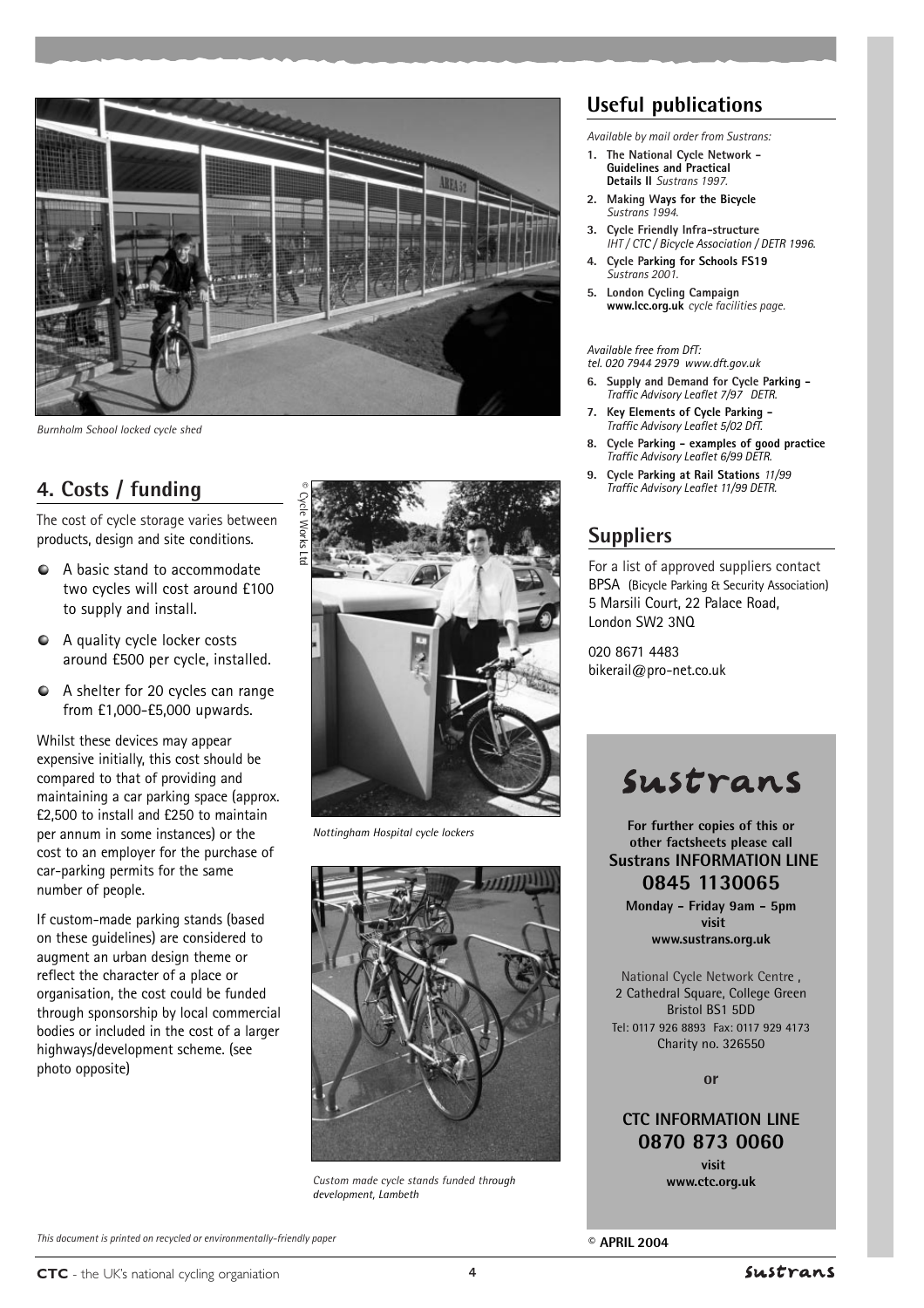Burnholm School locked cycle shed

## 4. Costs / funding

The cost of cycle storage varies between products, design and site conditions.

- A basic stand to accommodate two cycles will cost around £100 to supply and install.
- A quality cycle locker costs around £500 per cycle, installed.
- A shelter for 20 cycles can range from £1,000-£5,000 upwards.

Whilst these devices may appear expensive initially, this cost should be compared to that of providing and maintaining a car parking space (approx. £2,500 to install and £250 to maintain per annum in some instances) or the cost to an employer for the purchase of car-parking permits for the same number of people.

If custom-made parking stands (based on these guidelines) are considered to augment an urban design theme or reflect the character of a place or organisation, the cost could be funded through sponsorship by local commercial bodies or included in the cost of a larger highways/development scheme. (see photo opposite)

© Cycle Works Ltd

Nottingham Hospital cycle lockers

Custom made cycle stands funded through development, Lambeth

## Useful publications

*Available by mail order from Sustrans:*

1. **The National Cycle Network - Guidelines and Practical Details II** *Sustrans 1997.*
2. **Making Ways for the Bicycle** *Sustrans 1994.*
3. **Cycle Friendly Infra-structure** *IHT / CTC / Bicycle Association / DETR 1996.*
4. **Cycle Parking for Schools FS19** *Sustrans 2001.*
5. **London Cycling Campaign www.lcc.org.uk** *cycle facilities page.*

*Available free from DfT:*
*tel. 020 7944 2979 www.dft.gov.uk*

6. **Supply and Demand for Cycle Parking -** *Traffic Advisory Leaflet 7/97 DETR.*
7. **Key Elements of Cycle Parking -** *Traffic Advisory Leaflet 5/02 DfT.*
8. **Cycle Parking - examples of good practice** *Traffic Advisory Leaflet 6/99 DETR.*
9. **Cycle Parking at Rail Stations** *11/99 Traffic Advisory Leaflet 11/99 DETR.*

## Suppliers

For a list of approved suppliers contact BPSA (Bicycle Parking & Security Association)
5 Marsili Court, 22 Palace Road,
London SW2 3NQ

020 8671 4483
bikerail@pro-net.co.uk

# Sustrans

**For further copies of this or other factsheets please call**
**Sustrans INFORMATION LINE**
**0845 1130065**
**Monday - Friday 9am - 5pm**
**visit**
**www.sustrans.org.uk**

National Cycle Network Centre ,
2 Cathedral Square, College Green
Bristol BS1 5DD
Tel: 0117 926 8893 Fax: 0117 929 4173
Charity no. 326550

**or**

**CTC INFORMATION LINE**
**0870 873 0060**
**visit**
**www.ctc.org.uk**

*This document is printed on recycled or environmentally-friendly paper*

© **APRIL 2004**